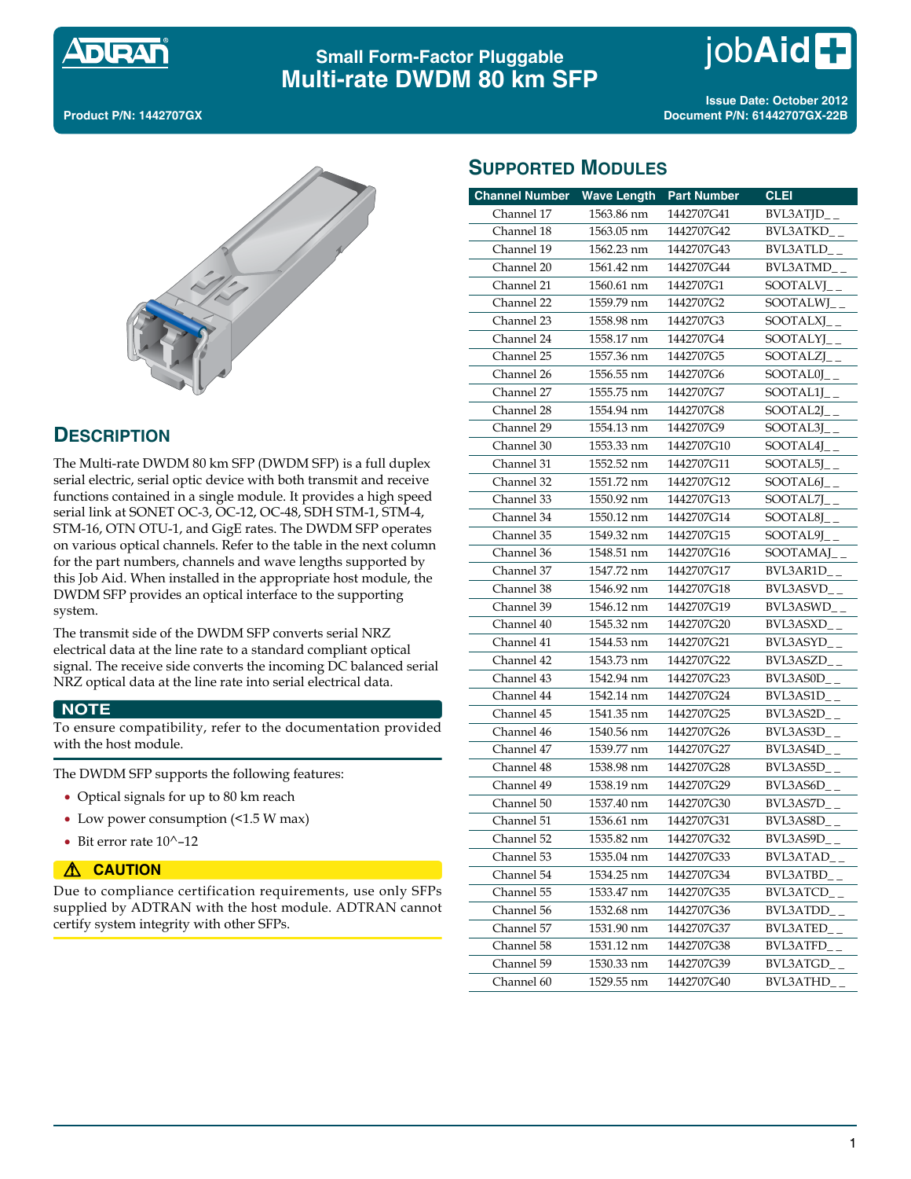# Small Form-Factor Pluggable Multi-rate DWDM 80 km SFP

**Product P/N: 1442707GX**

**Issue Date: October 2012**
**Document P/N: 61442707GX-22B**

## DESCRIPTION

The Multi-rate DWDM 80 km SFP (DWDM SFP) is a full duplex serial electric, serial optic device with both transmit and receive functions contained in a single module. It provides a high speed serial link at SONET OC-3, OC-12, OC-48, SDH STM-1, STM-4, STM-16, OTN OTU-1, and GigE rates. The DWDM SFP operates on various optical channels. Refer to the table in the next column for the part numbers, channels and wave lengths supported by this Job Aid. When installed in the appropriate host module, the DWDM SFP provides an optical interface to the supporting system.

The transmit side of the DWDM SFP converts serial NRZ electrical data at the line rate to a standard compliant optical signal. The receive side converts the incoming DC balanced serial NRZ optical data at the line rate into serial electrical data.

**NOTE**

To ensure compatibility, refer to the documentation provided with the host module.

The DWDM SFP supports the following features:

- Optical signals for up to 80 km reach
- Low power consumption (<1.5 W max)
- Bit error rate 10^–12

**⚠ CAUTION**

Due to compliance certification requirements, use only SFPs supplied by ADTRAN with the host module. ADTRAN cannot certify system integrity with other SFPs.

## SUPPORTED MODULES

| Channel Number | Wave Length | Part Number | CLEI |
|---|---|---|---|
| Channel 17 | 1563.86 nm | 1442707G41 | BVL3ATJD_ _ |
| Channel 18 | 1563.05 nm | 1442707G42 | BVL3ATKD_ _ |
| Channel 19 | 1562.23 nm | 1442707G43 | BVL3ATLD_ _ |
| Channel 20 | 1561.42 nm | 1442707G44 | BVL3ATMD_ _ |
| Channel 21 | 1560.61 nm | 1442707G1 | SOOTALVJ_ _ |
| Channel 22 | 1559.79 nm | 1442707G2 | SOOTALWJ_ _ |
| Channel 23 | 1558.98 nm | 1442707G3 | SOOTALXJ_ _ |
| Channel 24 | 1558.17 nm | 1442707G4 | SOOTALYJ_ _ |
| Channel 25 | 1557.36 nm | 1442707G5 | SOOTALZJ_ _ |
| Channel 26 | 1556.55 nm | 1442707G6 | SOOTAL0J_ _ |
| Channel 27 | 1555.75 nm | 1442707G7 | SOOTAL1J_ _ |
| Channel 28 | 1554.94 nm | 1442707G8 | SOOTAL2J_ _ |
| Channel 29 | 1554.13 nm | 1442707G9 | SOOTAL3J_ _ |
| Channel 30 | 1553.33 nm | 1442707G10 | SOOTAL4J_ _ |
| Channel 31 | 1552.52 nm | 1442707G11 | SOOTAL5J_ _ |
| Channel 32 | 1551.72 nm | 1442707G12 | SOOTAL6J_ _ |
| Channel 33 | 1550.92 nm | 1442707G13 | SOOTAL7J_ _ |
| Channel 34 | 1550.12 nm | 1442707G14 | SOOTAL8J_ _ |
| Channel 35 | 1549.32 nm | 1442707G15 | SOOTAL9J_ _ |
| Channel 36 | 1548.51 nm | 1442707G16 | SOOTAMAJ_ _ |
| Channel 37 | 1547.72 nm | 1442707G17 | BVL3AR1D_ _ |
| Channel 38 | 1546.92 nm | 1442707G18 | BVL3ASVD_ _ |
| Channel 39 | 1546.12 nm | 1442707G19 | BVL3ASWD_ _ |
| Channel 40 | 1545.32 nm | 1442707G20 | BVL3ASXD_ _ |
| Channel 41 | 1544.53 nm | 1442707G21 | BVL3ASYD_ _ |
| Channel 42 | 1543.73 nm | 1442707G22 | BVL3ASZD_ _ |
| Channel 43 | 1542.94 nm | 1442707G23 | BVL3AS0D_ _ |
| Channel 44 | 1542.14 nm | 1442707G24 | BVL3AS1D_ _ |
| Channel 45 | 1541.35 nm | 1442707G25 | BVL3AS2D_ _ |
| Channel 46 | 1540.56 nm | 1442707G26 | BVL3AS3D_ _ |
| Channel 47 | 1539.77 nm | 1442707G27 | BVL3AS4D_ _ |
| Channel 48 | 1538.98 nm | 1442707G28 | BVL3AS5D_ _ |
| Channel 49 | 1538.19 nm | 1442707G29 | BVL3AS6D_ _ |
| Channel 50 | 1537.40 nm | 1442707G30 | BVL3AS7D_ _ |
| Channel 51 | 1536.61 nm | 1442707G31 | BVL3AS8D_ _ |
| Channel 52 | 1535.82 nm | 1442707G32 | BVL3AS9D_ _ |
| Channel 53 | 1535.04 nm | 1442707G33 | BVL3ATAD_ _ |
| Channel 54 | 1534.25 nm | 1442707G34 | BVL3ATBD_ _ |
| Channel 55 | 1533.47 nm | 1442707G35 | BVL3ATCD_ _ |
| Channel 56 | 1532.68 nm | 1442707G36 | BVL3ATDD_ _ |
| Channel 57 | 1531.90 nm | 1442707G37 | BVL3ATED_ _ |
| Channel 58 | 1531.12 nm | 1442707G38 | BVL3ATFD_ _ |
| Channel 59 | 1530.33 nm | 1442707G39 | BVL3ATGD_ _ |
| Channel 60 | 1529.55 nm | 1442707G40 | BVL3ATHD_ _ |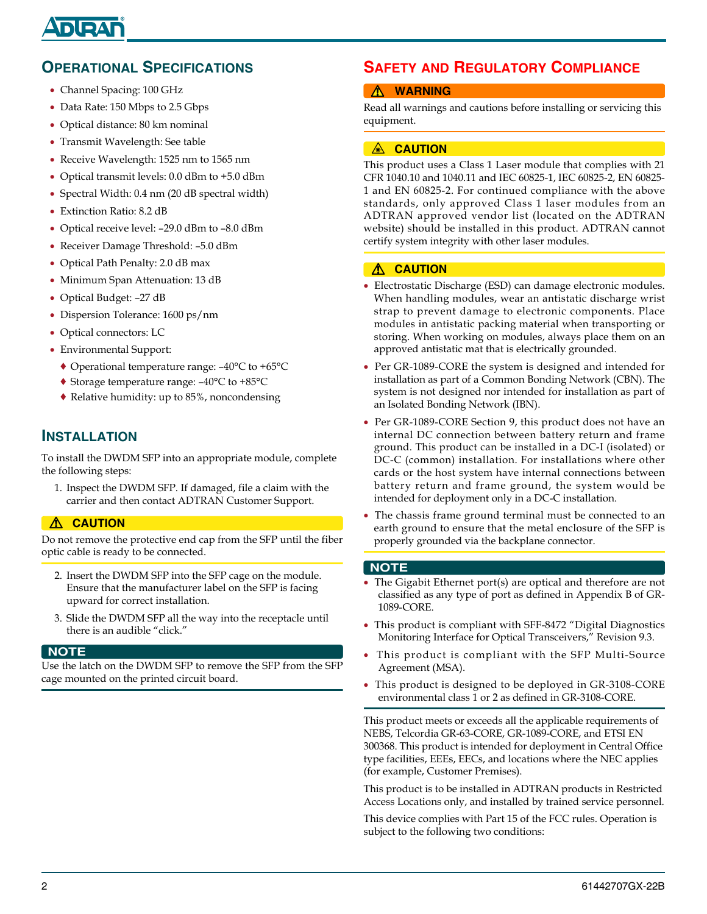## Operational Specifications

- Channel Spacing: 100 GHz
- Data Rate: 150 Mbps to 2.5 Gbps
- Optical distance: 80 km nominal
- Transmit Wavelength: See table
- Receive Wavelength: 1525 nm to 1565 nm
- Optical transmit levels: 0.0 dBm to +5.0 dBm
- Spectral Width: 0.4 nm (20 dB spectral width)
- Extinction Ratio: 8.2 dB
- Optical receive level: –29.0 dBm to –8.0 dBm
- Receiver Damage Threshold: –5.0 dBm
- Optical Path Penalty: 2.0 dB max
- Minimum Span Attenuation: 13 dB
- Optical Budget: –27 dB
- Dispersion Tolerance: 1600 ps/nm
- Optical connectors: LC
- Environmental Support:
  - Operational temperature range: –40°C to +65°C
  - Storage temperature range: –40°C to +85°C
  - Relative humidity: up to 85%, noncondensing

## Installation

To install the DWDM SFP into an appropriate module, complete the following steps:

1. Inspect the DWDM SFP. If damaged, file a claim with the carrier and then contact ADTRAN Customer Support.

> **⚠ CAUTION**
>
> Do not remove the protective end cap from the SFP until the fiber optic cable is ready to be connected.

2. Insert the DWDM SFP into the SFP cage on the module. Ensure that the manufacturer label on the SFP is facing upward for correct installation.
3. Slide the DWDM SFP all the way into the receptacle until there is an audible "click."

> **NOTE**
>
> Use the latch on the DWDM SFP to remove the SFP from the SFP cage mounted on the printed circuit board.

## Safety and Regulatory Compliance

> **⚠ WARNING**
>
> Read all warnings and cautions before installing or servicing this equipment.

> **⚠ CAUTION**
>
> This product uses a Class 1 Laser module that complies with 21 CFR 1040.10 and 1040.11 and IEC 60825-1, IEC 60825-2, EN 60825-1 and EN 60825-2. For continued compliance with the above standards, only approved Class 1 laser modules from an ADTRAN approved vendor list (located on the ADTRAN website) should be installed in this product. ADTRAN cannot certify system integrity with other laser modules.

> **⚠ CAUTION**
>
> - Electrostatic Discharge (ESD) can damage electronic modules. When handling modules, wear an antistatic discharge wrist strap to prevent damage to electronic components. Place modules in antistatic packing material when transporting or storing. When working on modules, always place them on an approved antistatic mat that is electrically grounded.
> - Per GR-1089-CORE the system is designed and intended for installation as part of a Common Bonding Network (CBN). The system is not designed nor intended for installation as part of an Isolated Bonding Network (IBN).
> - Per GR-1089-CORE Section 9, this product does not have an internal DC connection between battery return and frame ground. This product can be installed in a DC-I (isolated) or DC-C (common) installation. For installations where other cards or the host system have internal connections between battery return and frame ground, the system would be intended for deployment only in a DC-C installation.
> - The chassis frame ground terminal must be connected to an earth ground to ensure that the metal enclosure of the SFP is properly grounded via the backplane connector.

> **NOTE**
>
> - The Gigabit Ethernet port(s) are optical and therefore are not classified as any type of port as defined in Appendix B of GR-1089-CORE.
> - This product is compliant with SFF-8472 "Digital Diagnostics Monitoring Interface for Optical Transceivers," Revision 9.3.
> - This product is compliant with the SFP Multi-Source Agreement (MSA).
> - This product is designed to be deployed in GR-3108-CORE environmental class 1 or 2 as defined in GR-3108-CORE.

This product meets or exceeds all the applicable requirements of NEBS, Telcordia GR-63-CORE, GR-1089-CORE, and ETSI EN 300368. This product is intended for deployment in Central Office type facilities, EEEs, EECs, and locations where the NEC applies (for example, Customer Premises).

This product is to be installed in ADTRAN products in Restricted Access Locations only, and installed by trained service personnel.

This device complies with Part 15 of the FCC rules. Operation is subject to the following two conditions: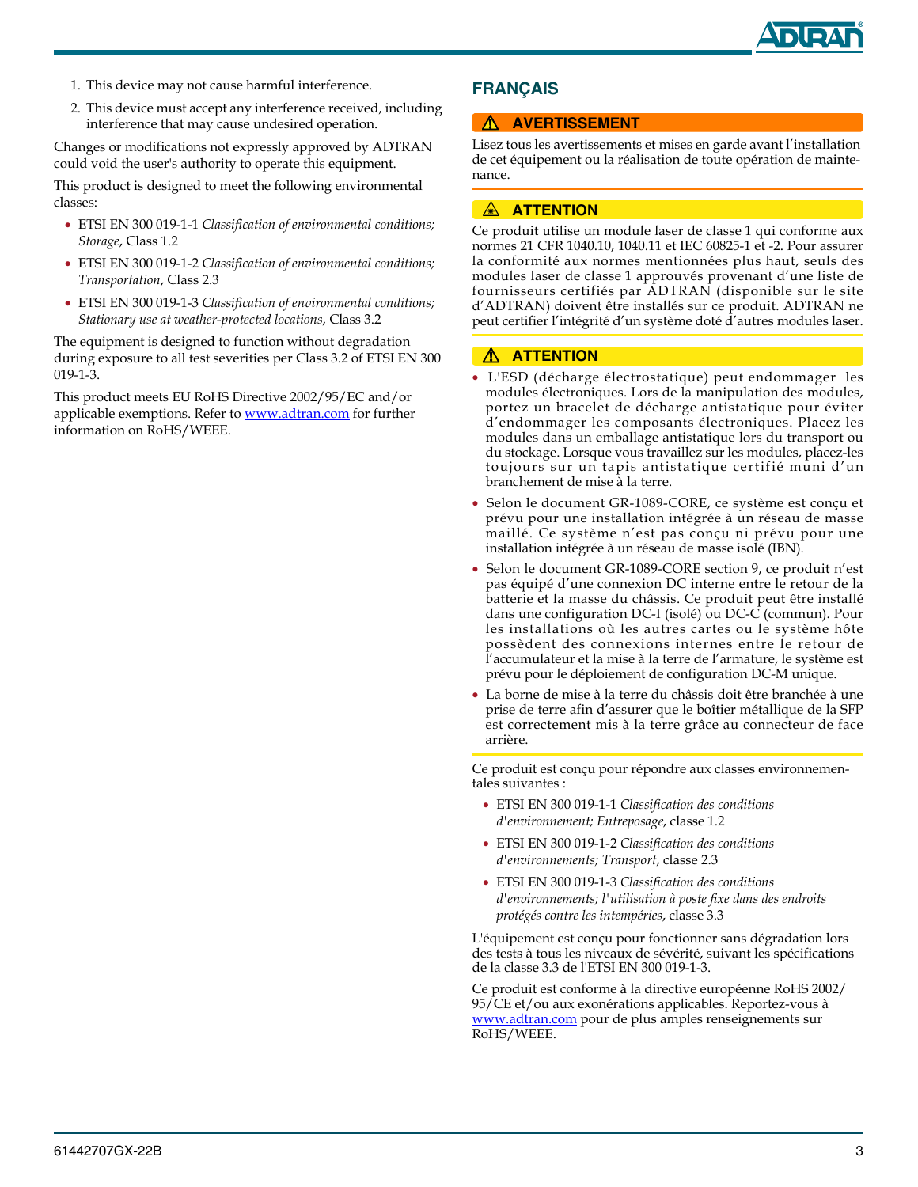1. This device may not cause harmful interference.
2. This device must accept any interference received, including interference that may cause undesired operation.

Changes or modifications not expressly approved by ADTRAN could void the user's authority to operate this equipment.

This product is designed to meet the following environmental classes:

- ETSI EN 300 019-1-1 *Classification of environmental conditions; Storage*, Class 1.2
- ETSI EN 300 019-1-2 *Classification of environmental conditions; Transportation*, Class 2.3
- ETSI EN 300 019-1-3 *Classification of environmental conditions; Stationary use at weather-protected locations*, Class 3.2

The equipment is designed to function without degradation during exposure to all test severities per Class 3.2 of ETSI EN 300 019-1-3.

This product meets EU RoHS Directive 2002/95/EC and/or applicable exemptions. Refer to www.adtran.com for further information on RoHS/WEEE.

## FRANÇAIS

**⚠ AVERTISSEMENT**

Lisez tous les avertissements et mises en garde avant l'installation de cet équipement ou la réalisation de toute opération de maintenance.

**ATTENTION**

Ce produit utilise un module laser de classe 1 qui conforme aux normes 21 CFR 1040.10, 1040.11 et IEC 60825-1 et -2. Pour assurer la conformité aux normes mentionnées plus haut, seuls des modules laser de classe 1 approuvés provenant d'une liste de fournisseurs certifiés par ADTRAN (disponible sur le site d'ADTRAN) doivent être installés sur ce produit. ADTRAN ne peut certifier l'intégrité d'un système doté d'autres modules laser.

**⚠ ATTENTION**

- L'ESD (décharge électrostatique) peut endommager les modules électroniques. Lors de la manipulation des modules, portez un bracelet de décharge antistatique pour éviter d'endommager les composants électroniques. Placez les modules dans un emballage antistatique lors du transport ou du stockage. Lorsque vous travaillez sur les modules, placez-les toujours sur un tapis antistatique certifié muni d'un branchement de mise à la terre.
- Selon le document GR-1089-CORE, ce système est conçu et prévu pour une installation intégrée à un réseau de masse maillé. Ce système n'est pas conçu ni prévu pour une installation intégrée à un réseau de masse isolé (IBN).
- Selon le document GR-1089-CORE section 9, ce produit n'est pas équipé d'une connexion DC interne entre le retour de la batterie et la masse du châssis. Ce produit peut être installé dans une configuration DC-I (isolé) ou DC-C (commun). Pour les installations où les autres cartes ou le système hôte possèdent des connexions internes entre le retour de l'accumulateur et la mise à la terre de l'armature, le système est prévu pour le déploiement de configuration DC-M unique.
- La borne de mise à la terre du châssis doit être branchée à une prise de terre afin d'assurer que le boîtier métallique de la SFP est correctement mis à la terre grâce au connecteur de face arrière.

Ce produit est conçu pour répondre aux classes environnementales suivantes :

- ETSI EN 300 019-1-1 *Classification des conditions d'environnement; Entreposage*, classe 1.2
- ETSI EN 300 019-1-2 *Classification des conditions d'environnements; Transport*, classe 2.3
- ETSI EN 300 019-1-3 *Classification des conditions d'environnements; l'utilisation à poste fixe dans des endroits protégés contre les intempéries*, classe 3.3

L'équipement est conçu pour fonctionner sans dégradation lors des tests à tous les niveaux de sévérité, suivant les spécifications de la classe 3.3 de l'ETSI EN 300 019-1-3.

Ce produit est conforme à la directive européenne RoHS 2002/95/CE et/ou aux exonérations applicables. Reportez-vous à www.adtran.com pour de plus amples renseignements sur RoHS/WEEE.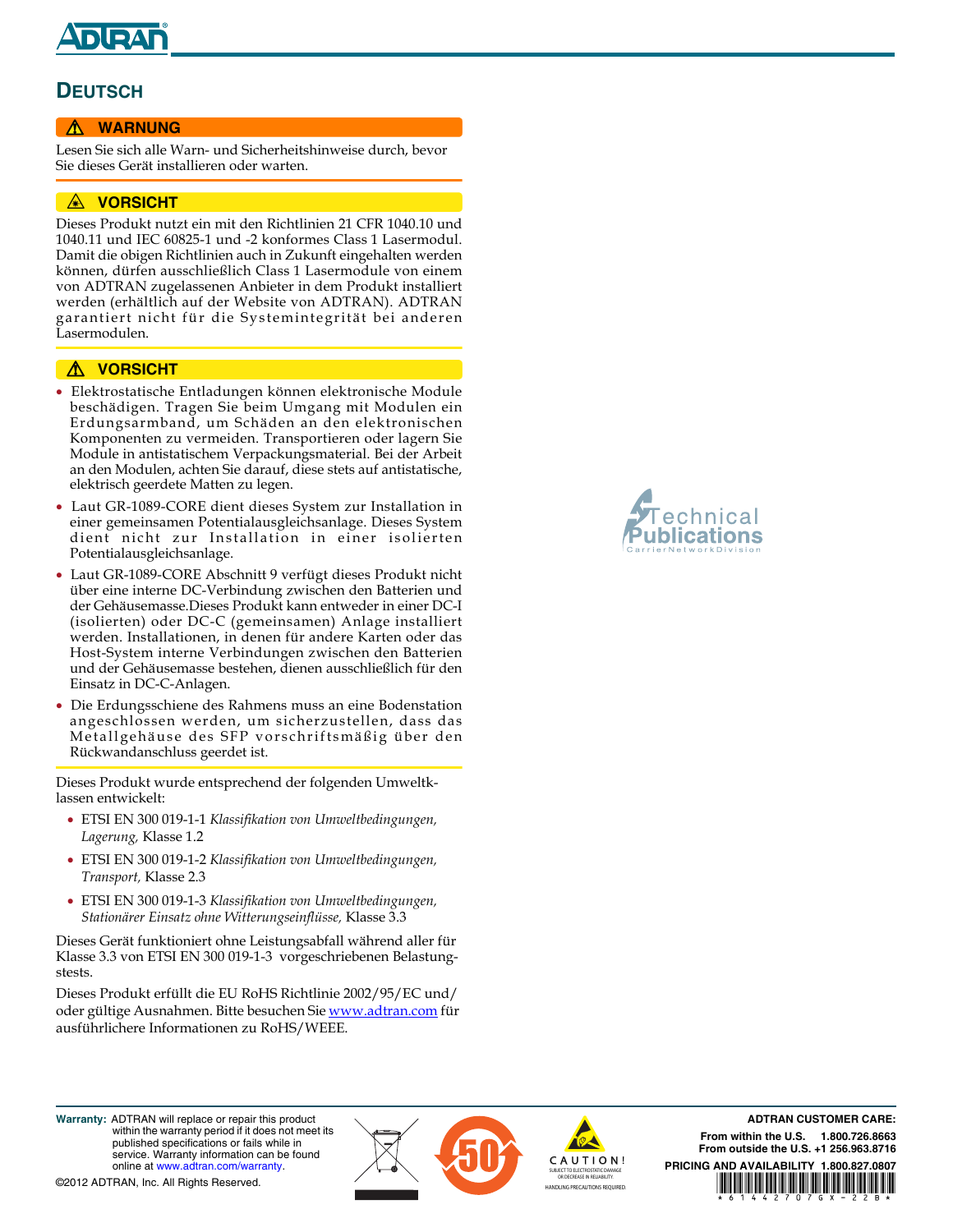## DEUTSCH

**⚠ WARNUNG**

Lesen Sie sich alle Warn- und Sicherheitshinweise durch, bevor Sie dieses Gerät installieren oder warten.

**⚠ VORSICHT**

Dieses Produkt nutzt ein mit den Richtlinien 21 CFR 1040.10 und 1040.11 und IEC 60825-1 und -2 konformes Class 1 Lasermodul. Damit die obigen Richtlinien auch in Zukunft eingehalten werden können, dürfen ausschließlich Class 1 Lasermodule von einem von ADTRAN zugelassenen Anbieter in dem Produkt installiert werden (erhältlich auf der Website von ADTRAN). ADTRAN garantiert nicht für die Systemintegrität bei anderen Lasermodulen.

**⚠ VORSICHT**

- Elektrostatische Entladungen können elektronische Module beschädigen. Tragen Sie beim Umgang mit Modulen ein Erdungsarmband, um Schäden an den elektronischen Komponenten zu vermeiden. Transportieren oder lagern Sie Module in antistatischem Verpackungsmaterial. Bei der Arbeit an den Modulen, achten Sie darauf, diese stets auf antistatische, elektrisch geerdete Matten zu legen.
- Laut GR-1089-CORE dient dieses System zur Installation in einer gemeinsamen Potentialausgleichsanlage. Dieses System dient nicht zur Installation in einer isolierten Potentialausgleichsanlage.
- Laut GR-1089-CORE Abschnitt 9 verfügt dieses Produkt nicht über eine interne DC-Verbindung zwischen den Batterien und der Gehäusemasse.Dieses Produkt kann entweder in einer DC-I (isolierten) oder DC-C (gemeinsamen) Anlage installiert werden. Installationen, in denen für andere Karten oder das Host-System interne Verbindungen zwischen den Batterien und der Gehäusemasse bestehen, dienen ausschließlich für den Einsatz in DC-C-Anlagen.
- Die Erdungsschiene des Rahmens muss an eine Bodenstation angeschlossen werden, um sicherzustellen, dass das Metallgehäuse des SFP vorschriftsmäßig über den Rückwandanschluss geerdet ist.

Dieses Produkt wurde entsprechend der folgenden Umweltklassen entwickelt:

- ETSI EN 300 019-1-1 *Klassifikation von Umweltbedingungen, Lagerung,* Klasse 1.2
- ETSI EN 300 019-1-2 *Klassifikation von Umweltbedingungen, Transport,* Klasse 2.3
- ETSI EN 300 019-1-3 *Klassifikation von Umweltbedingungen, Stationärer Einsatz ohne Witterungseinflüsse,* Klasse 3.3

Dieses Gerät funktioniert ohne Leistungsabfall während aller für Klasse 3.3 von ETSI EN 300 019-1-3 vorgeschriebenen Belastungstests.

Dieses Produkt erfüllt die EU RoHS Richtlinie 2002/95/EC und/oder gültige Ausnahmen. Bitte besuchen Sie www.adtran.com für ausführlichere Informationen zu RoHS/WEEE.

Technical Publications
Carrier Network Division

**Warranty:** ADTRAN will replace or repair this product within the warranty period if it does not meet its published specifications or fails while in service. Warranty information can be found online at www.adtran.com/warranty.

©2012 ADTRAN, Inc. All Rights Reserved.

CAUTION! SUBJECT TO ELECTROSTATIC DAMAGE OR DECREASE IN RELIABILITY. HANDLING PRECAUTIONS REQUIRED.

**ADTRAN CUSTOMER CARE:**
**From within the U.S. 1.800.726.8663**
**From outside the U.S. +1 256.963.8716**
**PRICING AND AVAILABILITY 1.800.827.0807**

*61442707GX-22B*